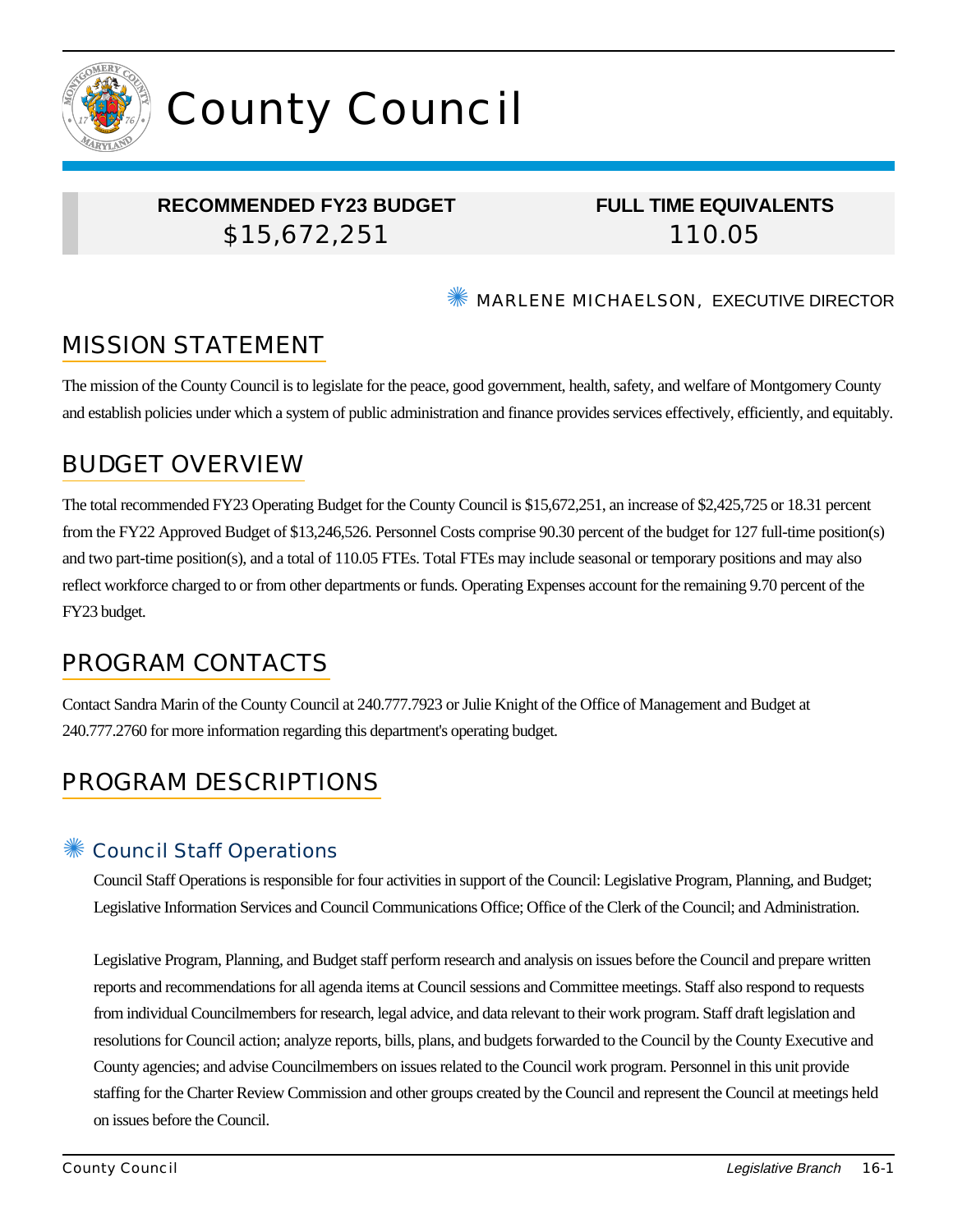# County Council

| RECOMMENDED FY23 BUDGET | FULL TIME EQUIVALENTS |
|---|---|
| $15,672,251 | 110.05 |

✺ MARLENE MICHAELSON, EXECUTIVE DIRECTOR

## MISSION STATEMENT

The mission of the County Council is to legislate for the peace, good government, health, safety, and welfare of Montgomery County and establish policies under which a system of public administration and finance provides services effectively, efficiently, and equitably.

## BUDGET OVERVIEW

The total recommended FY23 Operating Budget for the County Council is $15,672,251, an increase of $2,425,725 or 18.31 percent from the FY22 Approved Budget of $13,246,526. Personnel Costs comprise 90.30 percent of the budget for 127 full-time position(s) and two part-time position(s), and a total of 110.05 FTEs. Total FTEs may include seasonal or temporary positions and may also reflect workforce charged to or from other departments or funds. Operating Expenses account for the remaining 9.70 percent of the FY23 budget.

## PROGRAM CONTACTS

Contact Sandra Marin of the County Council at 240.777.7923 or Julie Knight of the Office of Management and Budget at 240.777.2760 for more information regarding this department's operating budget.

## PROGRAM DESCRIPTIONS

### ✺ Council Staff Operations

Council Staff Operations is responsible for four activities in support of the Council: Legislative Program, Planning, and Budget; Legislative Information Services and Council Communications Office; Office of the Clerk of the Council; and Administration.

Legislative Program, Planning, and Budget staff perform research and analysis on issues before the Council and prepare written reports and recommendations for all agenda items at Council sessions and Committee meetings. Staff also respond to requests from individual Councilmembers for research, legal advice, and data relevant to their work program. Staff draft legislation and resolutions for Council action; analyze reports, bills, plans, and budgets forwarded to the Council by the County Executive and County agencies; and advise Councilmembers on issues related to the Council work program. Personnel in this unit provide staffing for the Charter Review Commission and other groups created by the Council and represent the Council at meetings held on issues before the Council.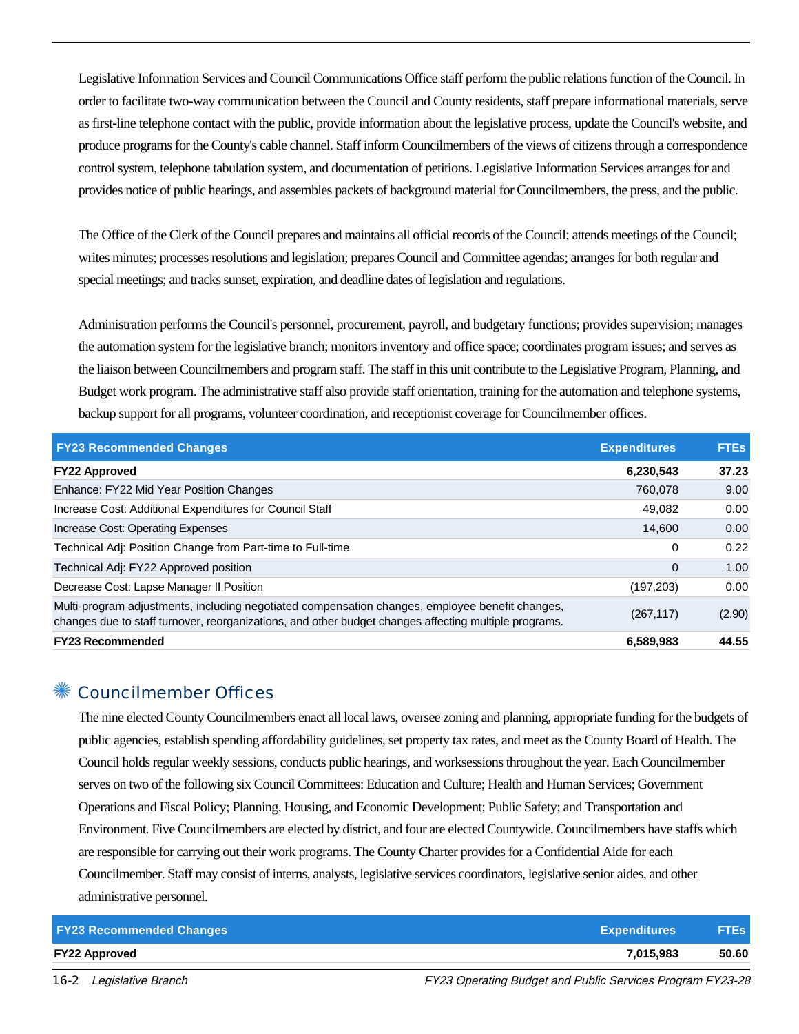Legislative Information Services and Council Communications Office staff perform the public relations function of the Council. In order to facilitate two-way communication between the Council and County residents, staff prepare informational materials, serve as first-line telephone contact with the public, provide information about the legislative process, update the Council's website, and produce programs for the County's cable channel. Staff inform Councilmembers of the views of citizens through a correspondence control system, telephone tabulation system, and documentation of petitions. Legislative Information Services arranges for and provides notice of public hearings, and assembles packets of background material for Councilmembers, the press, and the public.

The Office of the Clerk of the Council prepares and maintains all official records of the Council; attends meetings of the Council; writes minutes; processes resolutions and legislation; prepares Council and Committee agendas; arranges for both regular and special meetings; and tracks sunset, expiration, and deadline dates of legislation and regulations.

Administration performs the Council's personnel, procurement, payroll, and budgetary functions; provides supervision; manages the automation system for the legislative branch; monitors inventory and office space; coordinates program issues; and serves as the liaison between Councilmembers and program staff. The staff in this unit contribute to the Legislative Program, Planning, and Budget work program. The administrative staff also provide staff orientation, training for the automation and telephone systems, backup support for all programs, volunteer coordination, and receptionist coverage for Councilmember offices.

| FY23 Recommended Changes | Expenditures | FTEs |
|---|---|---|
| **FY22 Approved** | **6,230,543** | **37.23** |
| Enhance: FY22 Mid Year Position Changes | 760,078 | 9.00 |
| Increase Cost: Additional Expenditures for Council Staff | 49,082 | 0.00 |
| Increase Cost: Operating Expenses | 14,600 | 0.00 |
| Technical Adj: Position Change from Part-time to Full-time | 0 | 0.22 |
| Technical Adj: FY22 Approved position | 0 | 1.00 |
| Decrease Cost: Lapse Manager II Position | (197,203) | 0.00 |
| Multi-program adjustments, including negotiated compensation changes, employee benefit changes, changes due to staff turnover, reorganizations, and other budget changes affecting multiple programs. | (267,117) | (2.90) |
| **FY23 Recommended** | **6,589,983** | **44.55** |

## Councilmember Offices

The nine elected County Councilmembers enact all local laws, oversee zoning and planning, appropriate funding for the budgets of public agencies, establish spending affordability guidelines, set property tax rates, and meet as the County Board of Health. The Council holds regular weekly sessions, conducts public hearings, and worksessions throughout the year. Each Councilmember serves on two of the following six Council Committees: Education and Culture; Health and Human Services; Government Operations and Fiscal Policy; Planning, Housing, and Economic Development; Public Safety; and Transportation and Environment. Five Councilmembers are elected by district, and four are elected Countywide. Councilmembers have staffs which are responsible for carrying out their work programs. The County Charter provides for a Confidential Aide for each Councilmember. Staff may consist of interns, analysts, legislative services coordinators, legislative senior aides, and other administrative personnel.

| FY23 Recommended Changes | Expenditures | FTEs |
|---|---|---|
| **FY22 Approved** | **7,015,983** | **50.60** |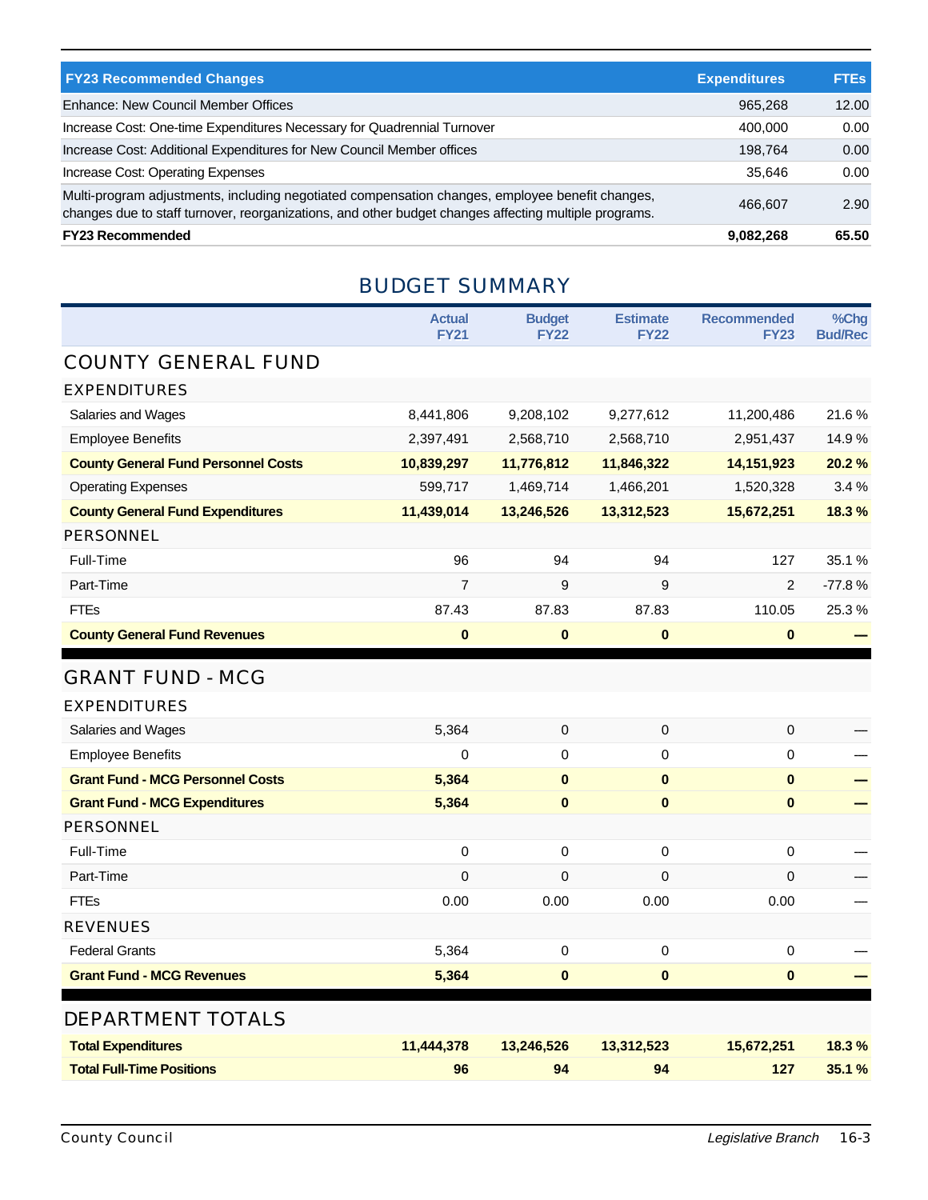| FY23 Recommended Changes | Expenditures | FTEs |
|---|---|---|
| Enhance: New Council Member Offices | 965,268 | 12.00 |
| Increase Cost: One-time Expenditures Necessary for Quadrennial Turnover | 400,000 | 0.00 |
| Increase Cost: Additional Expenditures for New Council Member offices | 198,764 | 0.00 |
| Increase Cost: Operating Expenses | 35,646 | 0.00 |
| Multi-program adjustments, including negotiated compensation changes, employee benefit changes, changes due to staff turnover, reorganizations, and other budget changes affecting multiple programs. | 466,607 | 2.90 |
| **FY23 Recommended** | **9,082,268** | **65.50** |

## BUDGET SUMMARY

| | Actual FY21 | Budget FY22 | Estimate FY22 | Recommended FY23 | %Chg Bud/Rec |
|---|---|---|---|---|---|
| **COUNTY GENERAL FUND** | | | | | |
| **EXPENDITURES** | | | | | |
| Salaries and Wages | 8,441,806 | 9,208,102 | 9,277,612 | 11,200,486 | 21.6 % |
| Employee Benefits | 2,397,491 | 2,568,710 | 2,568,710 | 2,951,437 | 14.9 % |
| **County General Fund Personnel Costs** | **10,839,297** | **11,776,812** | **11,846,322** | **14,151,923** | **20.2 %** |
| Operating Expenses | 599,717 | 1,469,714 | 1,466,201 | 1,520,328 | 3.4 % |
| **County General Fund Expenditures** | **11,439,014** | **13,246,526** | **13,312,523** | **15,672,251** | **18.3 %** |
| **PERSONNEL** | | | | | |
| Full-Time | 96 | 94 | 94 | 127 | 35.1 % |
| Part-Time | 7 | 9 | 9 | 2 | -77.8 % |
| FTEs | 87.43 | 87.83 | 87.83 | 110.05 | 25.3 % |
| **County General Fund Revenues** | **0** | **0** | **0** | **0** | **—** |
| **GRANT FUND - MCG** | | | | | |
| **EXPENDITURES** | | | | | |
| Salaries and Wages | 5,364 | 0 | 0 | 0 | — |
| Employee Benefits | 0 | 0 | 0 | 0 | — |
| **Grant Fund - MCG Personnel Costs** | **5,364** | **0** | **0** | **0** | **—** |
| **Grant Fund - MCG Expenditures** | **5,364** | **0** | **0** | **0** | **—** |
| **PERSONNEL** | | | | | |
| Full-Time | 0 | 0 | 0 | 0 | — |
| Part-Time | 0 | 0 | 0 | 0 | — |
| FTEs | 0.00 | 0.00 | 0.00 | 0.00 | — |
| **REVENUES** | | | | | |
| Federal Grants | 5,364 | 0 | 0 | 0 | — |
| **Grant Fund - MCG Revenues** | **5,364** | **0** | **0** | **0** | **—** |
| **DEPARTMENT TOTALS** | | | | | |
| **Total Expenditures** | **11,444,378** | **13,246,526** | **13,312,523** | **15,672,251** | **18.3 %** |
| **Total Full-Time Positions** | **96** | **94** | **94** | **127** | **35.1 %** |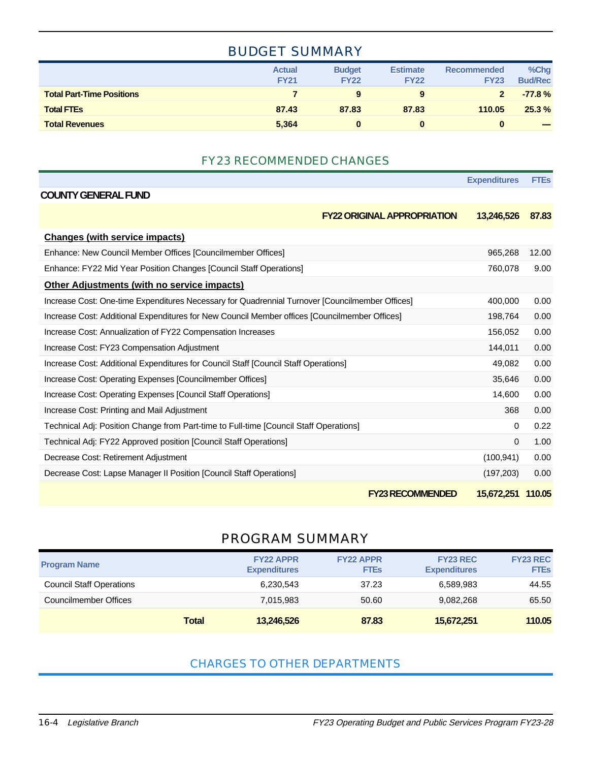## BUDGET SUMMARY

| | Actual FY21 | Budget FY22 | Estimate FY22 | Recommended FY23 | %Chg Bud/Rec |
|---|---|---|---|---|---|
| **Total Part-Time Positions** | **7** | **9** | **9** | **2** | **-77.8 %** |
| **Total FTEs** | **87.43** | **87.83** | **87.83** | **110.05** | **25.3 %** |
| **Total Revenues** | **5,364** | **0** | **0** | **0** | **—** |

## FY23 RECOMMENDED CHANGES

| | Expenditures | FTEs |
|---|---|---|
| **COUNTY GENERAL FUND** | | |
| **FY22 ORIGINAL APPROPRIATION** | **13,246,526** | **87.83** |
| **Changes (with service impacts)** | | |
| Enhance: New Council Member Offices [Councilmember Offices] | 965,268 | 12.00 |
| Enhance: FY22 Mid Year Position Changes [Council Staff Operations] | 760,078 | 9.00 |
| **Other Adjustments (with no service impacts)** | | |
| Increase Cost: One-time Expenditures Necessary for Quadrennial Turnover [Councilmember Offices] | 400,000 | 0.00 |
| Increase Cost: Additional Expenditures for New Council Member offices [Councilmember Offices] | 198,764 | 0.00 |
| Increase Cost: Annualization of FY22 Compensation Increases | 156,052 | 0.00 |
| Increase Cost: FY23 Compensation Adjustment | 144,011 | 0.00 |
| Increase Cost: Additional Expenditures for Council Staff [Council Staff Operations] | 49,082 | 0.00 |
| Increase Cost: Operating Expenses [Councilmember Offices] | 35,646 | 0.00 |
| Increase Cost: Operating Expenses [Council Staff Operations] | 14,600 | 0.00 |
| Increase Cost: Printing and Mail Adjustment | 368 | 0.00 |
| Technical Adj: Position Change from Part-time to Full-time [Council Staff Operations] | 0 | 0.22 |
| Technical Adj: FY22 Approved position [Council Staff Operations] | 0 | 1.00 |
| Decrease Cost: Retirement Adjustment | (100,941) | 0.00 |
| Decrease Cost: Lapse Manager II Position [Council Staff Operations] | (197,203) | 0.00 |
| **FY23 RECOMMENDED** | **15,672,251** | **110.05** |

## PROGRAM SUMMARY

| Program Name | FY22 APPR Expenditures | FY22 APPR FTEs | FY23 REC Expenditures | FY23 REC FTEs |
|---|---|---|---|---|
| Council Staff Operations | 6,230,543 | 37.23 | 6,589,983 | 44.55 |
| Councilmember Offices | 7,015,983 | 50.60 | 9,082,268 | 65.50 |
| **Total** | **13,246,526** | **87.83** | **15,672,251** | **110.05** |

## CHARGES TO OTHER DEPARTMENTS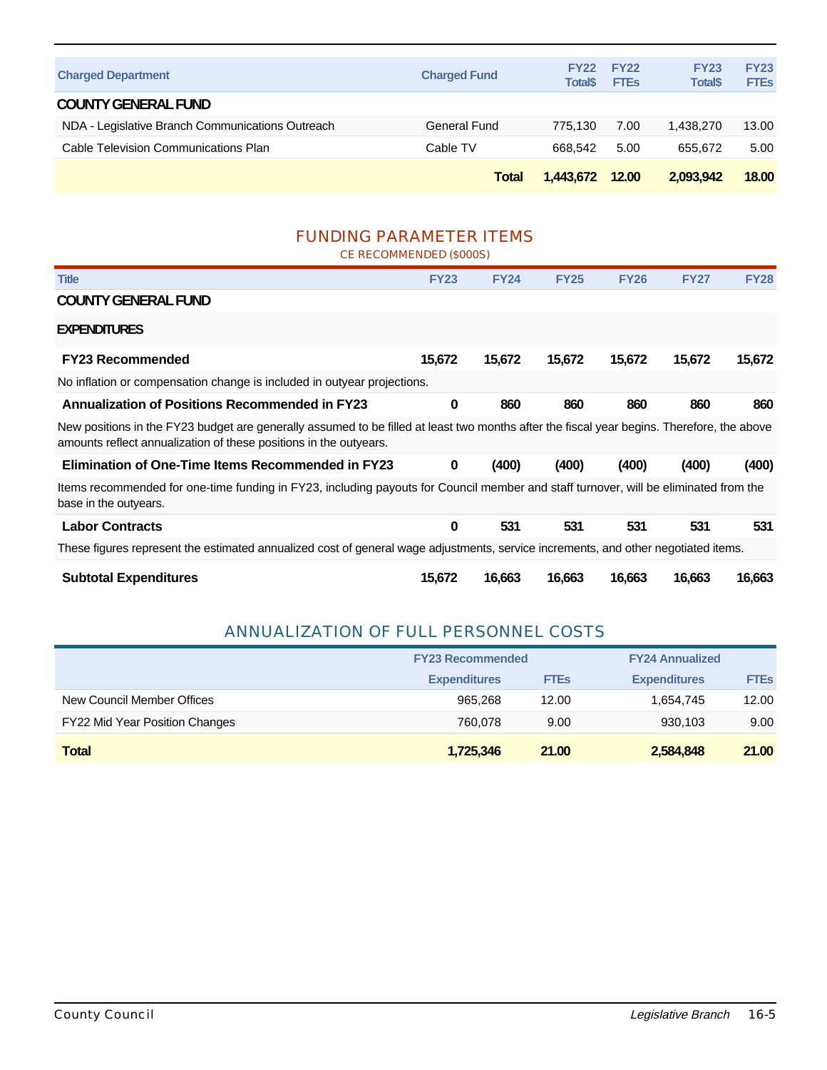| Charged Department | Charged Fund | FY22 Total$ | FY22 FTEs | FY23 Total$ | FY23 FTEs |
|---|---|---|---|---|---|
| **COUNTY GENERAL FUND** | | | | | |
| NDA - Legislative Branch Communications Outreach | General Fund | 775,130 | 7.00 | 1,438,270 | 13.00 |
| Cable Television Communications Plan | Cable TV | 668,542 | 5.00 | 655,672 | 5.00 |
| | **Total** | **1,443,672** | **12.00** | **2,093,942** | **18.00** |

## FUNDING PARAMETER ITEMS

CE RECOMMENDED ($000S)

| Title | FY23 | FY24 | FY25 | FY26 | FY27 | FY28 |
|---|---|---|---|---|---|---|
| **COUNTY GENERAL FUND** | | | | | | |
| **EXPENDITURES** | | | | | | |
| **FY23 Recommended** | **15,672** | **15,672** | **15,672** | **15,672** | **15,672** | **15,672** |
| No inflation or compensation change is included in outyear projections. | | | | | | |
| **Annualization of Positions Recommended in FY23** | **0** | **860** | **860** | **860** | **860** | **860** |
| New positions in the FY23 budget are generally assumed to be filled at least two months after the fiscal year begins. Therefore, the above amounts reflect annualization of these positions in the outyears. | | | | | | |
| **Elimination of One-Time Items Recommended in FY23** | **0** | **(400)** | **(400)** | **(400)** | **(400)** | **(400)** |
| Items recommended for one-time funding in FY23, including payouts for Council member and staff turnover, will be eliminated from the base in the outyears. | | | | | | |
| **Labor Contracts** | **0** | **531** | **531** | **531** | **531** | **531** |
| These figures represent the estimated annualized cost of general wage adjustments, service increments, and other negotiated items. | | | | | | |
| **Subtotal Expenditures** | **15,672** | **16,663** | **16,663** | **16,663** | **16,663** | **16,663** |

## ANNUALIZATION OF FULL PERSONNEL COSTS

| | FY23 Recommended | | FY24 Annualized | |
|---|---|---|---|---|
| | Expenditures | FTEs | Expenditures | FTEs |
| New Council Member Offices | 965,268 | 12.00 | 1,654,745 | 12.00 |
| FY22 Mid Year Position Changes | 760,078 | 9.00 | 930,103 | 9.00 |
| **Total** | **1,725,346** | **21.00** | **2,584,848** | **21.00** |